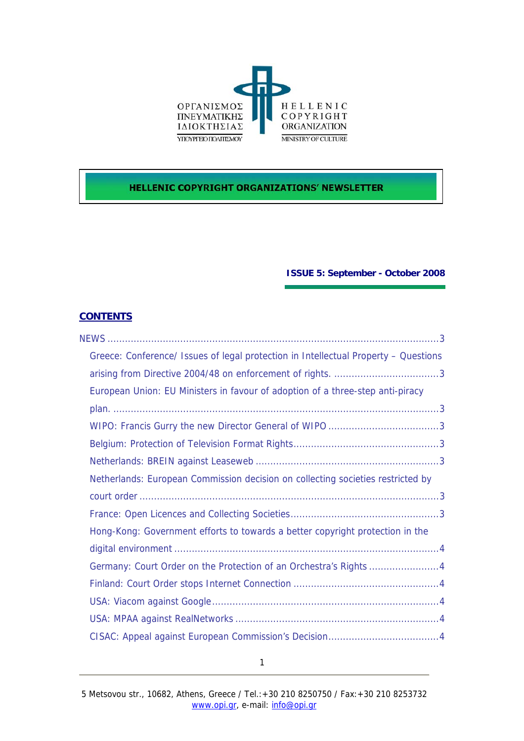ΟΡΓΑΝΙΣΜΟΣ ΠΝΕΥΜΑΤΙΚΗΣ ΙΔΙΟΚΤΗΣΙΑΣ
ΥΠΟΥΡΓΕΙΟ ΠΟΛΙΤΙΣΜΟΥ

HELLENIC COPYRIGHT ORGANIZATION
MINISTRY OF CULTURE

# HELLENIC COPYRIGHT ORGANIZATIONS' NEWSLETTER

**ISSUE 5: September - October 2008**

## CONTENTS

NEWS ....................................................................................................................3

- Greece: Conference/ Issues of legal protection in Intellectual Property – Questions arising from Directive 2004/48 on enforcement of rights. ....................................3
- European Union: EU Ministers in favour of adoption of a three-step anti-piracy plan. ...............................................................................................................3
- WIPO: Francis Gurry the new Director General of WIPO ......................................3
- Belgium: Protection of Television Format Rights..................................................3
- Netherlands: BREIN against Leaseweb ...............................................................3
- Netherlands: European Commission decision on collecting societies restricted by court order .......................................................................................................3
- France: Open Licences and Collecting Societies...................................................3
- Hong-Kong: Government efforts to towards a better copyright protection in the digital environment ..........................................................................................4
- Germany: Court Order on the Protection of an Orchestra's Rights ........................4
- Finland: Court Order stops Internet Connection .................................................4
- USA: Viacom against Google.............................................................................4
- USA: MPAA against RealNetworks .....................................................................4
- CISAC: Appeal against European Commission's Decision......................................4

5 Metsovou str., 10682, Athens, Greece / Tel.:+30 210 8250750 / Fax:+30 210 8253732
www.opi.gr, e-mail: info@opi.gr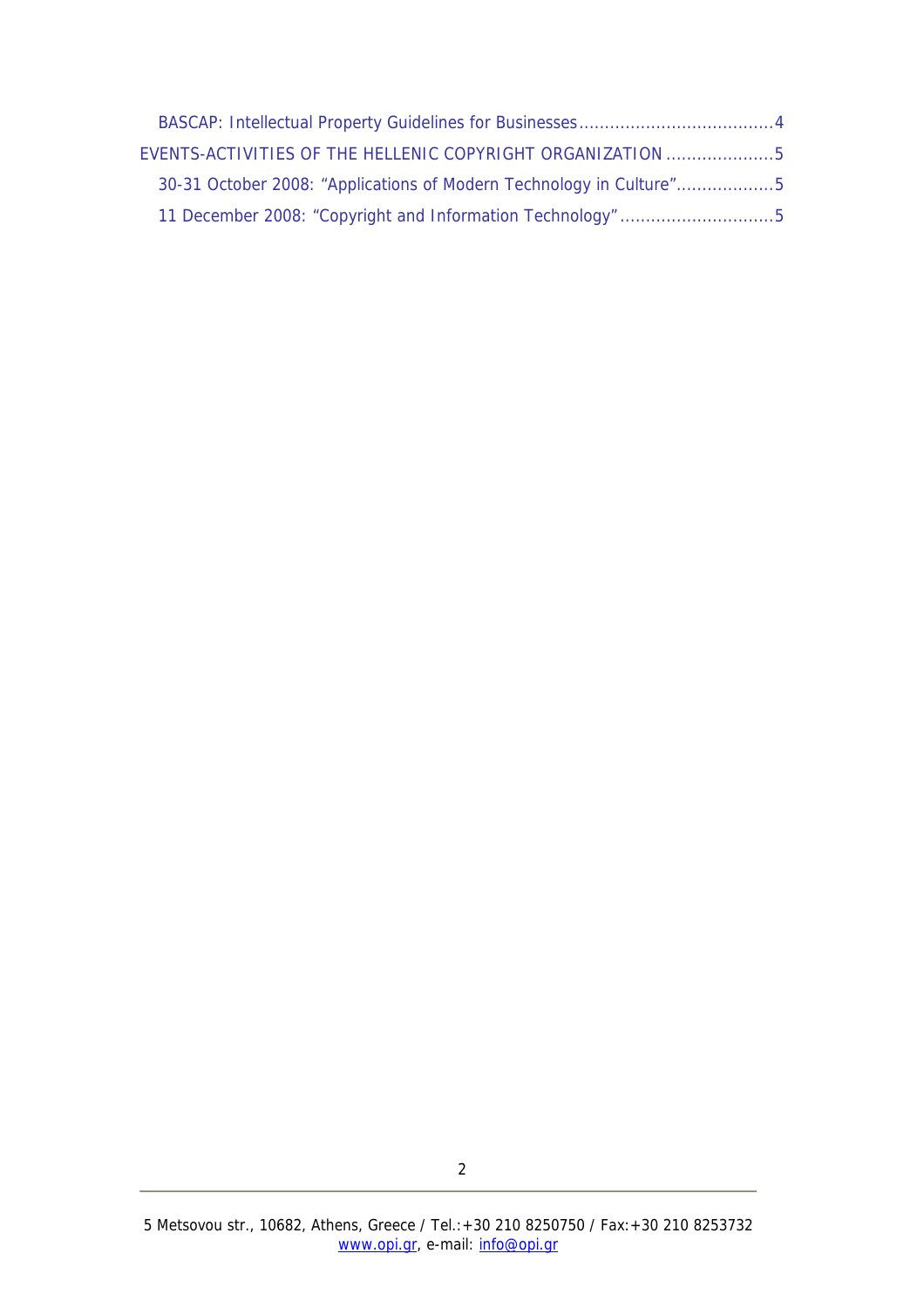BASCAP: Intellectual Property Guidelines for Businesses......................................4

EVENTS-ACTIVITIES OF THE HELLENIC COPYRIGHT ORGANIZATION .....................5

30-31 October 2008: "Applications of Modern Technology in Culture"...................5

11 December 2008: "Copyright and Information Technology"..............................5

5 Metsovou str., 10682, Athens, Greece / Tel.:+30 210 8250750 / Fax:+30 210 8253732
www.opi.gr, e-mail: info@opi.gr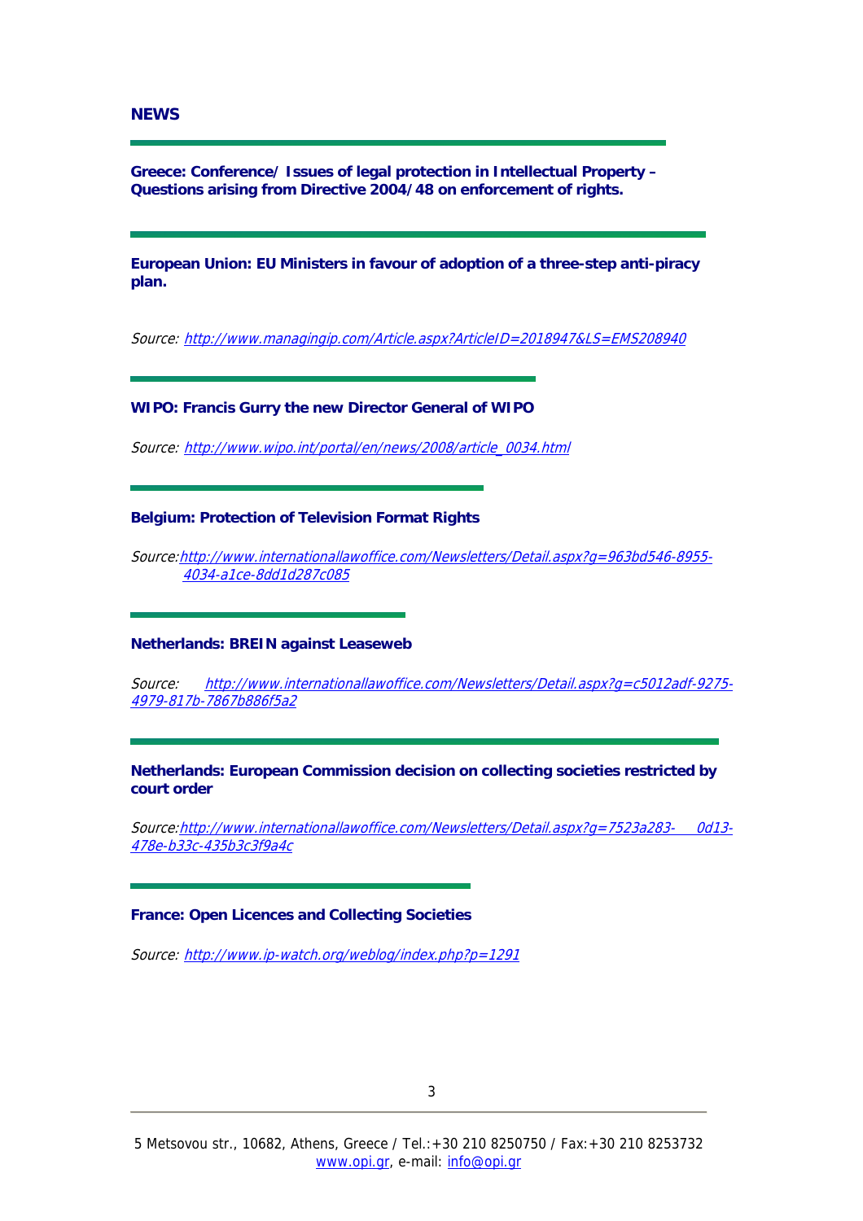## NEWS

---

**Greece: Conference/ Issues of legal protection in Intellectual Property – Questions arising from Directive 2004/48 on enforcement of rights.**

---

**European Union: EU Ministers in favour of adoption of a three-step anti-piracy plan.**

*Source: http://www.managingip.com/Article.aspx?ArticleID=2018947&LS=EMS208940*

---

**WIPO: Francis Gurry the new Director General of WIPO**

*Source: http://www.wipo.int/portal/en/news/2008/article_0034.html*

---

**Belgium: Protection of Television Format Rights**

*Source: http://www.internationallawoffice.com/Newsletters/Detail.aspx?g=963bd546-8955-4034-a1ce-8dd1d287c085*

---

**Netherlands: BREIN against Leaseweb**

*Source: http://www.internationallawoffice.com/Newsletters/Detail.aspx?g=c5012adf-9275-4979-817b-7867b886f5a2*

---

**Netherlands: European Commission decision on collecting societies restricted by court order**

*Source: http://www.internationallawoffice.com/Newsletters/Detail.aspx?g=7523a283-0d13-478e-b33c-435b3c3f9a4c*

---

**France: Open Licences and Collecting Societies**

*Source: http://www.ip-watch.org/weblog/index.php?p=1291*

5 Metsovou str., 10682, Athens, Greece / Tel.:+30 210 8250750 / Fax:+30 210 8253732
www.opi.gr, e-mail: info@opi.gr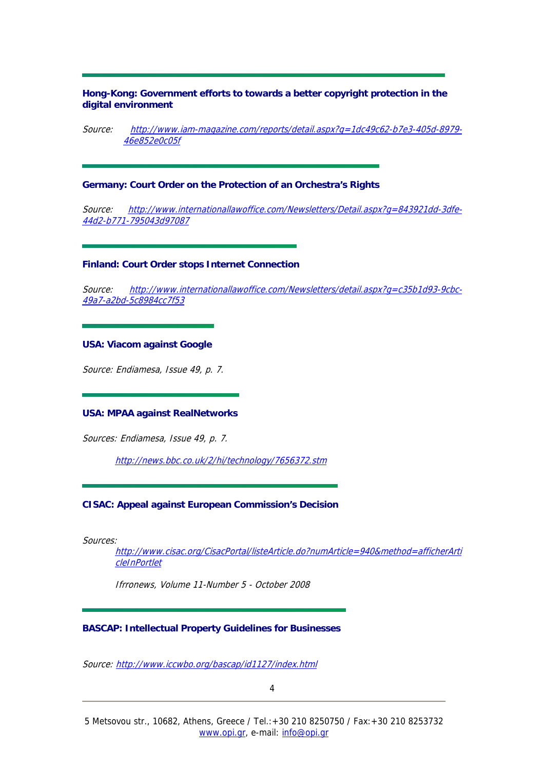---

**Hong-Kong: Government efforts to towards a better copyright protection in the digital environment**

*Source:* *http://www.iam-magazine.com/reports/detail.aspx?g=1dc49c62-b7e3-405d-8979-46e852e0c05f*

---

**Germany: Court Order on the Protection of an Orchestra's Rights**

*Source:* *http://www.internationallawoffice.com/Newsletters/Detail.aspx?g=843921dd-3dfe-44d2-b771-795043d97087*

---

**Finland: Court Order stops Internet Connection**

*Source:* *http://www.internationallawoffice.com/Newsletters/detail.aspx?g=c35b1d93-9cbc-49a7-a2bd-5c8984cc7f53*

---

**USA: Viacom against Google**

*Source: Endiamesa, Issue 49, p. 7.*

---

**USA: MPAA against RealNetworks**

*Sources: Endiamesa, Issue 49, p. 7.*

*http://news.bbc.co.uk/2/hi/technology/7656372.stm*

---

**CISAC: Appeal against European Commission's Decision**

*Sources:*

*http://www.cisac.org/CisacPortal/listeArticle.do?numArticle=940&method=afficherArticleInPortlet*

*Ifrronews, Volume 11-Number 5 - October 2008*

---

**BASCAP: Intellectual Property Guidelines for Businesses**

*Source:* *http://www.iccwbo.org/bascap/id1127/index.html*

5 Metsovou str., 10682, Athens, Greece / Tel.:+30 210 8250750 / Fax:+30 210 8253732
www.opi.gr, e-mail: info@opi.gr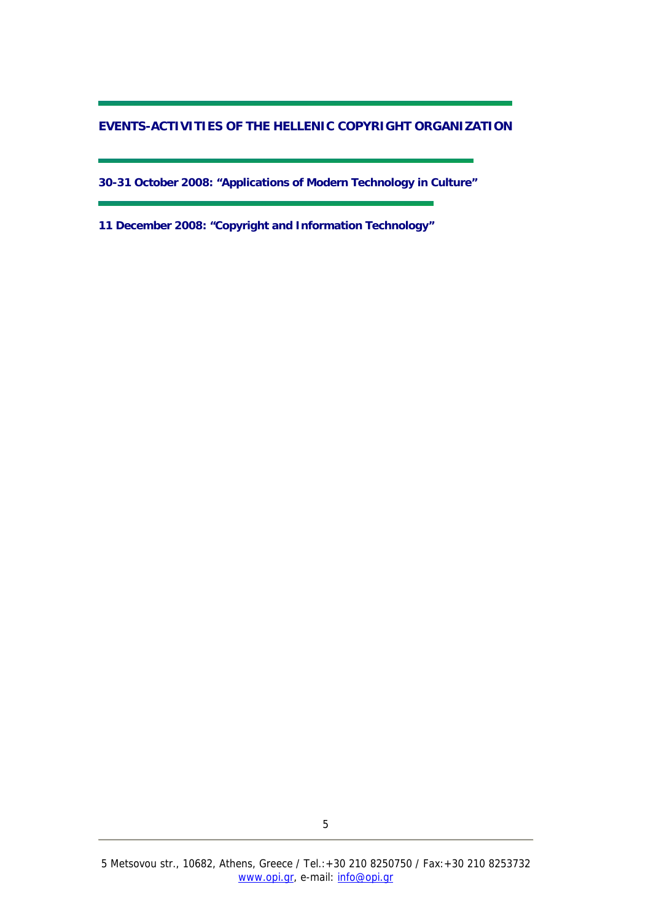## EVENTS-ACTIVITIES OF THE HELLENIC COPYRIGHT ORGANIZATION

### 30-31 October 2008: "Applications of Modern Technology in Culture"

### 11 December 2008: "Copyright and Information Technology"

5 Metsovou str., 10682, Athens, Greece / Tel.:+30 210 8250750 / Fax:+30 210 8253732
www.opi.gr, e-mail: info@opi.gr